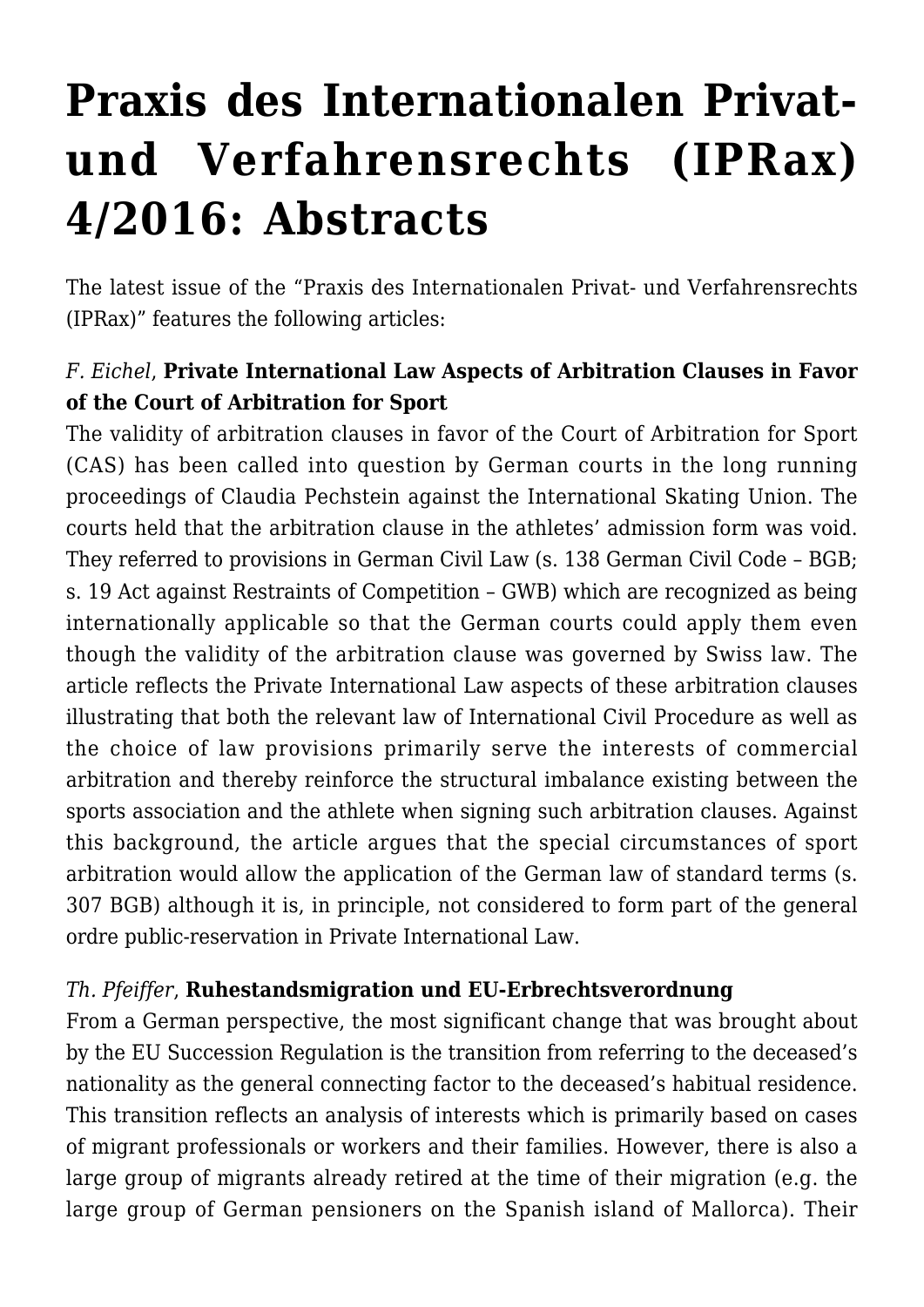# Praxis des Internationalen Privat- und Verfahrensrechts (IPRax) 4/2016: Abstracts

The latest issue of the "Praxis des Internationalen Privat- und Verfahrensrechts (IPRax)" features the following articles:

*F. Eichel*, **Private International Law Aspects of Arbitration Clauses in Favor of the Court of Arbitration for Sport**
The validity of arbitration clauses in favor of the Court of Arbitration for Sport (CAS) has been called into question by German courts in the long running proceedings of Claudia Pechstein against the International Skating Union. The courts held that the arbitration clause in the athletes' admission form was void. They referred to provisions in German Civil Law (s. 138 German Civil Code – BGB; s. 19 Act against Restraints of Competition – GWB) which are recognized as being internationally applicable so that the German courts could apply them even though the validity of the arbitration clause was governed by Swiss law. The article reflects the Private International Law aspects of these arbitration clauses illustrating that both the relevant law of International Civil Procedure as well as the choice of law provisions primarily serve the interests of commercial arbitration and thereby reinforce the structural imbalance existing between the sports association and the athlete when signing such arbitration clauses. Against this background, the article argues that the special circumstances of sport arbitration would allow the application of the German law of standard terms (s. 307 BGB) although it is, in principle, not considered to form part of the general ordre public-reservation in Private International Law.

*Th. Pfeiffer*, **Ruhestandsmigration und EU-Erbrechtsverordnung**
From a German perspective, the most significant change that was brought about by the EU Succession Regulation is the transition from referring to the deceased's nationality as the general connecting factor to the deceased's habitual residence. This transition reflects an analysis of interests which is primarily based on cases of migrant professionals or workers and their families. However, there is also a large group of migrants already retired at the time of their migration (e.g. the large group of German pensioners on the Spanish island of Mallorca). Their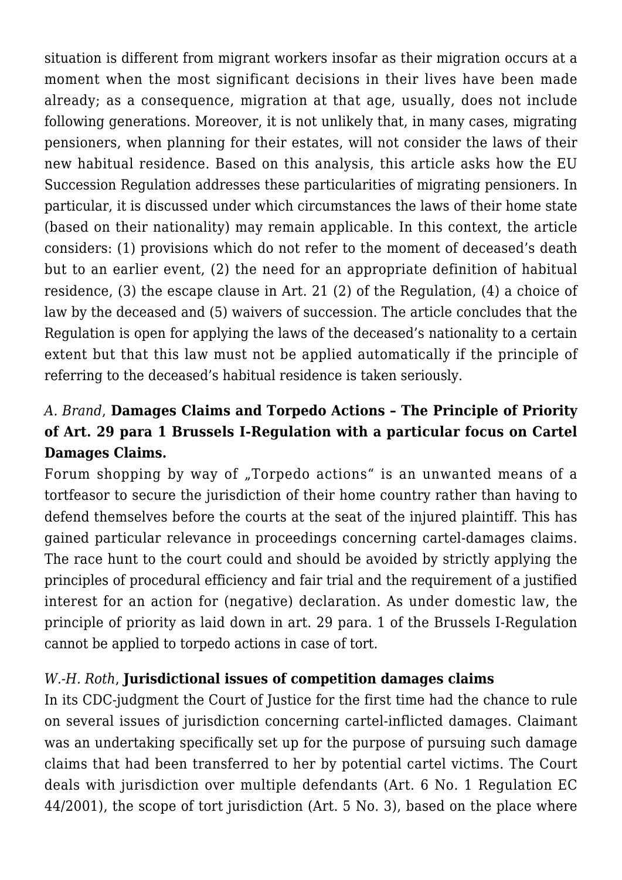situation is different from migrant workers insofar as their migration occurs at a moment when the most significant decisions in their lives have been made already; as a consequence, migration at that age, usually, does not include following generations. Moreover, it is not unlikely that, in many cases, migrating pensioners, when planning for their estates, will not consider the laws of their new habitual residence. Based on this analysis, this article asks how the EU Succession Regulation addresses these particularities of migrating pensioners. In particular, it is discussed under which circumstances the laws of their home state (based on their nationality) may remain applicable. In this context, the article considers: (1) provisions which do not refer to the moment of deceased's death but to an earlier event, (2) the need for an appropriate definition of habitual residence, (3) the escape clause in Art. 21 (2) of the Regulation, (4) a choice of law by the deceased and (5) waivers of succession. The article concludes that the Regulation is open for applying the laws of the deceased's nationality to a certain extent but that this law must not be applied automatically if the principle of referring to the deceased's habitual residence is taken seriously.

*A. Brand*, **Damages Claims and Torpedo Actions – The Principle of Priority of Art. 29 para 1 Brussels I-Regulation with a particular focus on Cartel Damages Claims.**

Forum shopping by way of „Torpedo actions" is an unwanted means of a tortfeasor to secure the jurisdiction of their home country rather than having to defend themselves before the courts at the seat of the injured plaintiff. This has gained particular relevance in proceedings concerning cartel-damages claims. The race hunt to the court could and should be avoided by strictly applying the principles of procedural efficiency and fair trial and the requirement of a justified interest for an action for (negative) declaration. As under domestic law, the principle of priority as laid down in art. 29 para. 1 of the Brussels I-Regulation cannot be applied to torpedo actions in case of tort.

*W.-H. Roth*, **Jurisdictional issues of competition damages claims**

In its CDC-judgment the Court of Justice for the first time had the chance to rule on several issues of jurisdiction concerning cartel-inflicted damages. Claimant was an undertaking specifically set up for the purpose of pursuing such damage claims that had been transferred to her by potential cartel victims. The Court deals with jurisdiction over multiple defendants (Art. 6 No. 1 Regulation EC 44/2001), the scope of tort jurisdiction (Art. 5 No. 3), based on the place where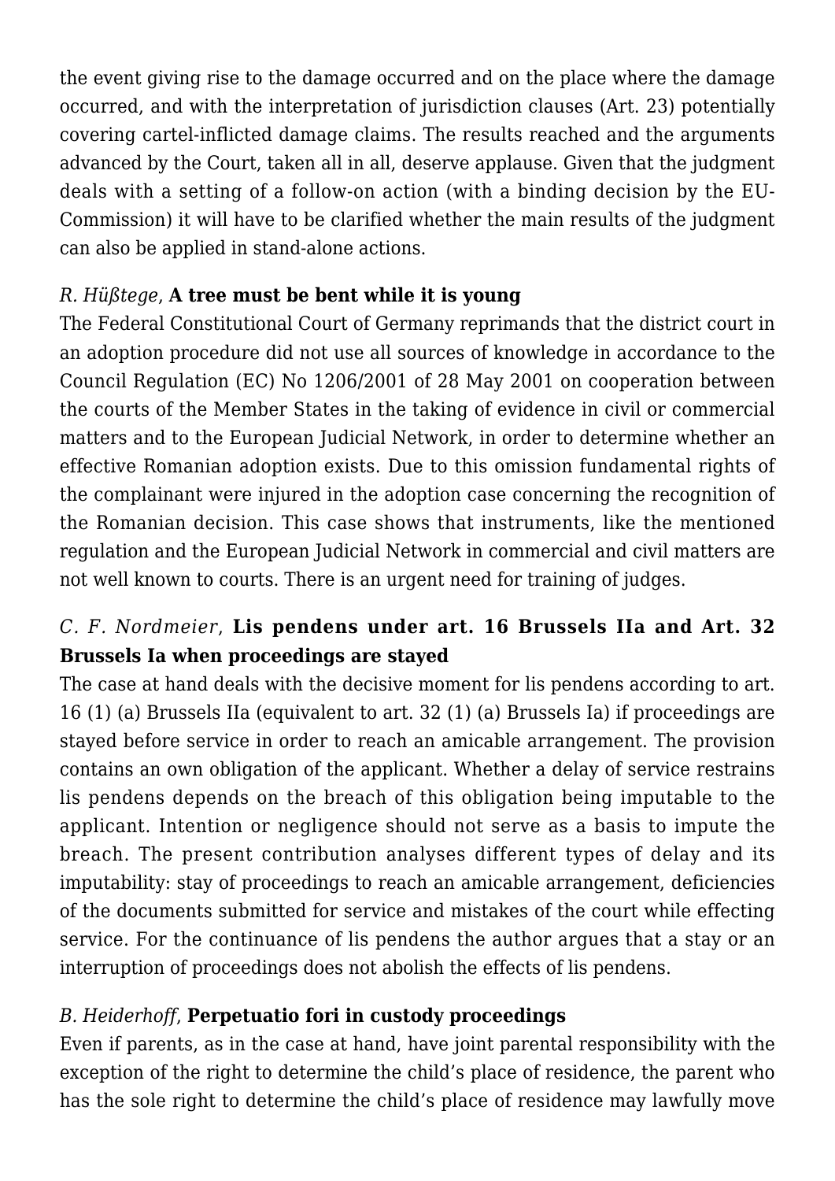the event giving rise to the damage occurred and on the place where the damage occurred, and with the interpretation of jurisdiction clauses (Art. 23) potentially covering cartel-inflicted damage claims. The results reached and the arguments advanced by the Court, taken all in all, deserve applause. Given that the judgment deals with a setting of a follow-on action (with a binding decision by the EU-Commission) it will have to be clarified whether the main results of the judgment can also be applied in stand-alone actions.

*R. Hüßtege*, **A tree must be bent while it is young**
The Federal Constitutional Court of Germany reprimands that the district court in an adoption procedure did not use all sources of knowledge in accordance to the Council Regulation (EC) No 1206/2001 of 28 May 2001 on cooperation between the courts of the Member States in the taking of evidence in civil or commercial matters and to the European Judicial Network, in order to determine whether an effective Romanian adoption exists. Due to this omission fundamental rights of the complainant were injured in the adoption case concerning the recognition of the Romanian decision. This case shows that instruments, like the mentioned regulation and the European Judicial Network in commercial and civil matters are not well known to courts. There is an urgent need for training of judges.

*C. F. Nordmeier*, **Lis pendens under art. 16 Brussels IIa and Art. 32 Brussels Ia when proceedings are stayed**
The case at hand deals with the decisive moment for lis pendens according to art. 16 (1) (a) Brussels IIa (equivalent to art. 32 (1) (a) Brussels Ia) if proceedings are stayed before service in order to reach an amicable arrangement. The provision contains an own obligation of the applicant. Whether a delay of service restrains lis pendens depends on the breach of this obligation being imputable to the applicant. Intention or negligence should not serve as a basis to impute the breach. The present contribution analyses different types of delay and its imputability: stay of proceedings to reach an amicable arrangement, deficiencies of the documents submitted for service and mistakes of the court while effecting service. For the continuance of lis pendens the author argues that a stay or an interruption of proceedings does not abolish the effects of lis pendens.

*B. Heiderhoff*, **Perpetuatio fori in custody proceedings**
Even if parents, as in the case at hand, have joint parental responsibility with the exception of the right to determine the child's place of residence, the parent who has the sole right to determine the child's place of residence may lawfully move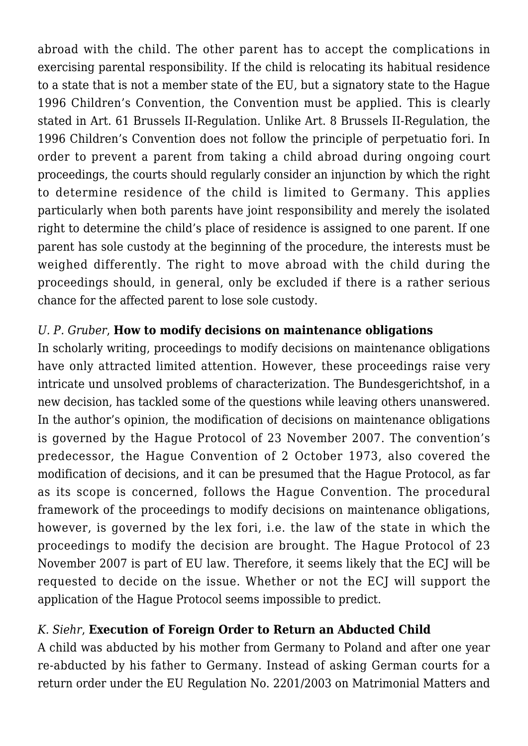abroad with the child. The other parent has to accept the complications in exercising parental responsibility. If the child is relocating its habitual residence to a state that is not a member state of the EU, but a signatory state to the Hague 1996 Children's Convention, the Convention must be applied. This is clearly stated in Art. 61 Brussels II-Regulation. Unlike Art. 8 Brussels II-Regulation, the 1996 Children's Convention does not follow the principle of perpetuatio fori. In order to prevent a parent from taking a child abroad during ongoing court proceedings, the courts should regularly consider an injunction by which the right to determine residence of the child is limited to Germany. This applies particularly when both parents have joint responsibility and merely the isolated right to determine the child's place of residence is assigned to one parent. If one parent has sole custody at the beginning of the procedure, the interests must be weighed differently. The right to move abroad with the child during the proceedings should, in general, only be excluded if there is a rather serious chance for the affected parent to lose sole custody.

*U. P. Gruber*, **How to modify decisions on maintenance obligations**

In scholarly writing, proceedings to modify decisions on maintenance obligations have only attracted limited attention. However, these proceedings raise very intricate und unsolved problems of characterization. The Bundesgerichtshof, in a new decision, has tackled some of the questions while leaving others unanswered. In the author's opinion, the modification of decisions on maintenance obligations is governed by the Hague Protocol of 23 November 2007. The convention's predecessor, the Hague Convention of 2 October 1973, also covered the modification of decisions, and it can be presumed that the Hague Protocol, as far as its scope is concerned, follows the Hague Convention. The procedural framework of the proceedings to modify decisions on maintenance obligations, however, is governed by the lex fori, i.e. the law of the state in which the proceedings to modify the decision are brought. The Hague Protocol of 23 November 2007 is part of EU law. Therefore, it seems likely that the ECJ will be requested to decide on the issue. Whether or not the ECJ will support the application of the Hague Protocol seems impossible to predict.

*K. Siehr*, **Execution of Foreign Order to Return an Abducted Child**

A child was abducted by his mother from Germany to Poland and after one year re-abducted by his father to Germany. Instead of asking German courts for a return order under the EU Regulation No. 2201/2003 on Matrimonial Matters and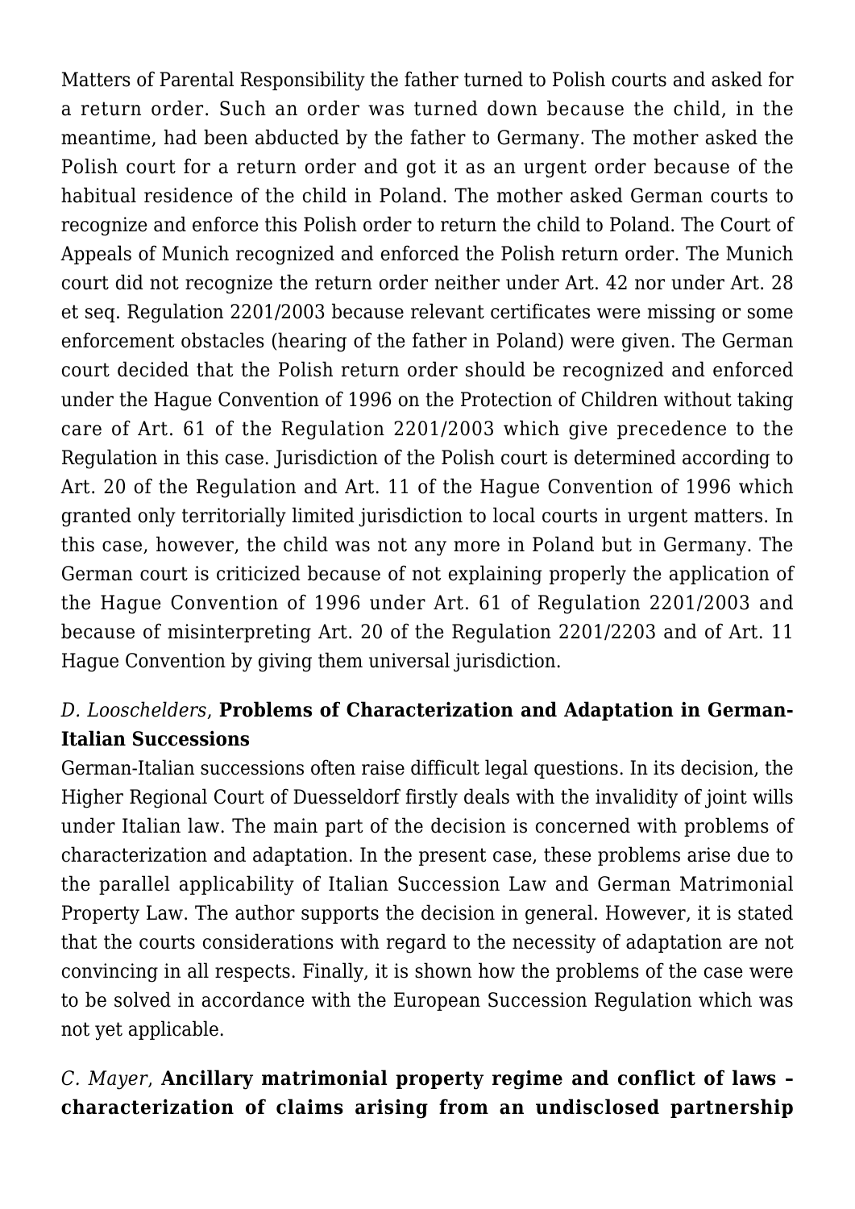Matters of Parental Responsibility the father turned to Polish courts and asked for a return order. Such an order was turned down because the child, in the meantime, had been abducted by the father to Germany. The mother asked the Polish court for a return order and got it as an urgent order because of the habitual residence of the child in Poland. The mother asked German courts to recognize and enforce this Polish order to return the child to Poland. The Court of Appeals of Munich recognized and enforced the Polish return order. The Munich court did not recognize the return order neither under Art. 42 nor under Art. 28 et seq. Regulation 2201/2003 because relevant certificates were missing or some enforcement obstacles (hearing of the father in Poland) were given. The German court decided that the Polish return order should be recognized and enforced under the Hague Convention of 1996 on the Protection of Children without taking care of Art. 61 of the Regulation 2201/2003 which give precedence to the Regulation in this case. Jurisdiction of the Polish court is determined according to Art. 20 of the Regulation and Art. 11 of the Hague Convention of 1996 which granted only territorially limited jurisdiction to local courts in urgent matters. In this case, however, the child was not any more in Poland but in Germany. The German court is criticized because of not explaining properly the application of the Hague Convention of 1996 under Art. 61 of Regulation 2201/2003 and because of misinterpreting Art. 20 of the Regulation 2201/2203 and of Art. 11 Hague Convention by giving them universal jurisdiction.

*D. Looschelders*, **Problems of Characterization and Adaptation in German-Italian Successions**
German-Italian successions often raise difficult legal questions. In its decision, the Higher Regional Court of Duesseldorf firstly deals with the invalidity of joint wills under Italian law. The main part of the decision is concerned with problems of characterization and adaptation. In the present case, these problems arise due to the parallel applicability of Italian Succession Law and German Matrimonial Property Law. The author supports the decision in general. However, it is stated that the courts considerations with regard to the necessity of adaptation are not convincing in all respects. Finally, it is shown how the problems of the case were to be solved in accordance with the European Succession Regulation which was not yet applicable.

*C. Mayer*, **Ancillary matrimonial property regime and conflict of laws – characterization of claims arising from an undisclosed partnership**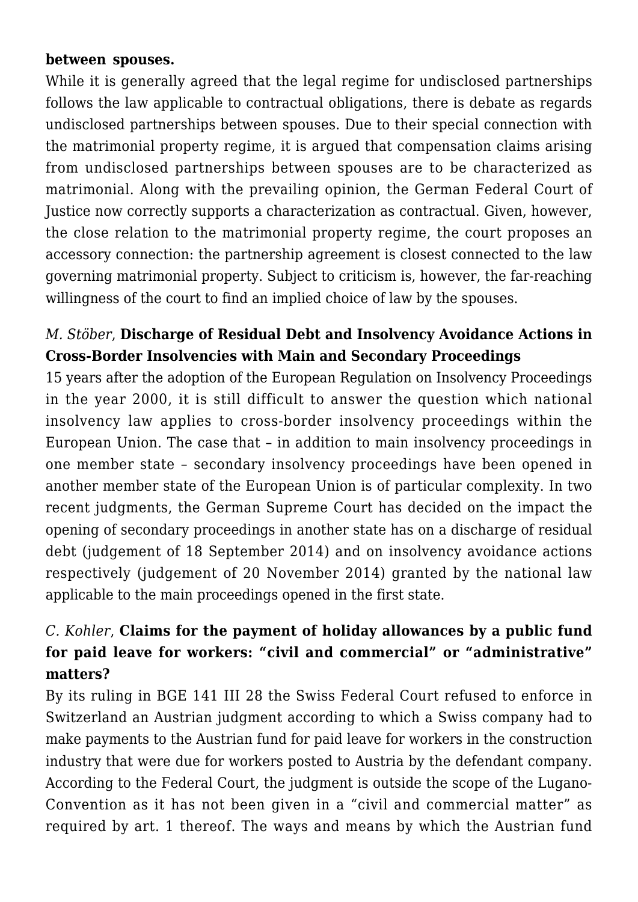**between spouses.**

While it is generally agreed that the legal regime for undisclosed partnerships follows the law applicable to contractual obligations, there is debate as regards undisclosed partnerships between spouses. Due to their special connection with the matrimonial property regime, it is argued that compensation claims arising from undisclosed partnerships between spouses are to be characterized as matrimonial. Along with the prevailing opinion, the German Federal Court of Justice now correctly supports a characterization as contractual. Given, however, the close relation to the matrimonial property regime, the court proposes an accessory connection: the partnership agreement is closest connected to the law governing matrimonial property. Subject to criticism is, however, the far-reaching willingness of the court to find an implied choice of law by the spouses.

*M. Stöber*, **Discharge of Residual Debt and Insolvency Avoidance Actions in Cross-Border Insolvencies with Main and Secondary Proceedings**

15 years after the adoption of the European Regulation on Insolvency Proceedings in the year 2000, it is still difficult to answer the question which national insolvency law applies to cross-border insolvency proceedings within the European Union. The case that – in addition to main insolvency proceedings in one member state – secondary insolvency proceedings have been opened in another member state of the European Union is of particular complexity. In two recent judgments, the German Supreme Court has decided on the impact the opening of secondary proceedings in another state has on a discharge of residual debt (judgement of 18 September 2014) and on insolvency avoidance actions respectively (judgement of 20 November 2014) granted by the national law applicable to the main proceedings opened in the first state.

*C. Kohler*, **Claims for the payment of holiday allowances by a public fund for paid leave for workers: "civil and commercial" or "administrative" matters?**

By its ruling in BGE 141 III 28 the Swiss Federal Court refused to enforce in Switzerland an Austrian judgment according to which a Swiss company had to make payments to the Austrian fund for paid leave for workers in the construction industry that were due for workers posted to Austria by the defendant company. According to the Federal Court, the judgment is outside the scope of the Lugano-Convention as it has not been given in a "civil and commercial matter" as required by art. 1 thereof. The ways and means by which the Austrian fund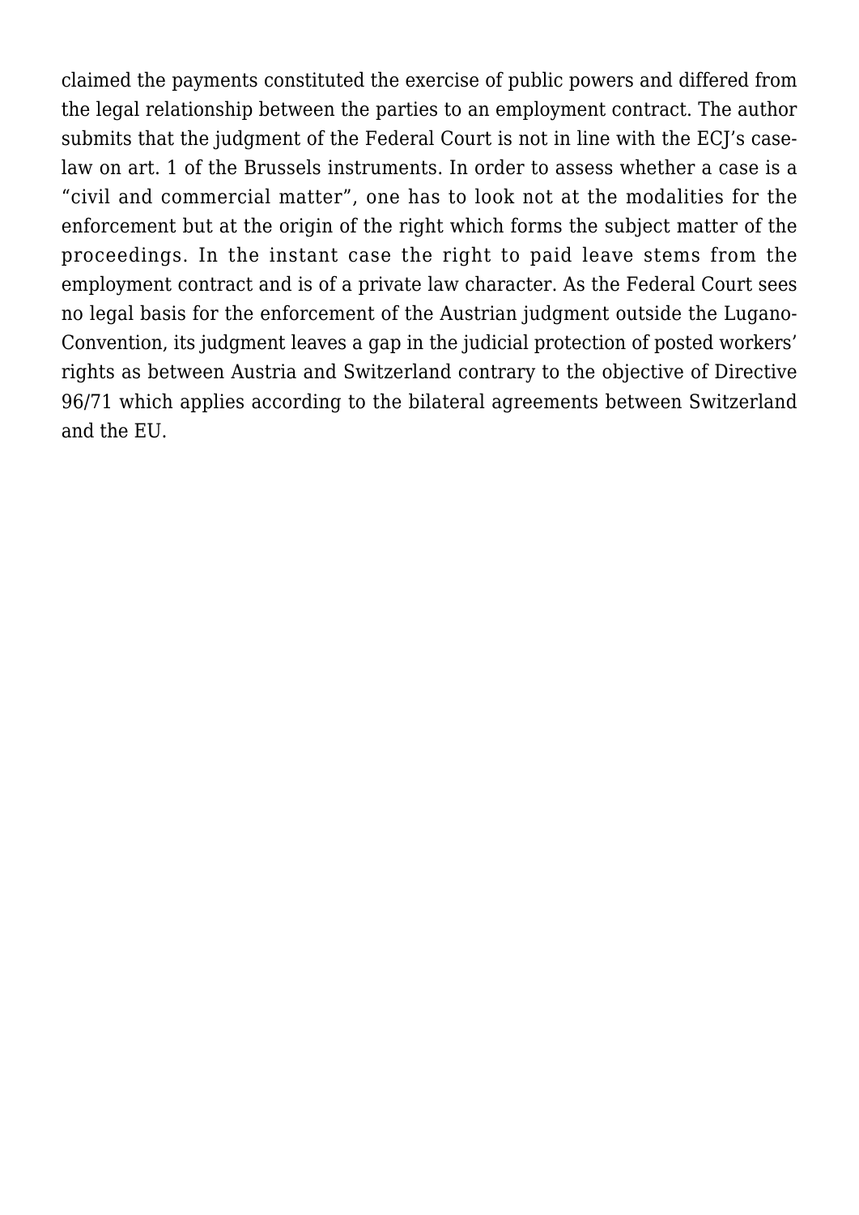claimed the payments constituted the exercise of public powers and differed from the legal relationship between the parties to an employment contract. The author submits that the judgment of the Federal Court is not in line with the ECJ's case-law on art. 1 of the Brussels instruments. In order to assess whether a case is a "civil and commercial matter", one has to look not at the modalities for the enforcement but at the origin of the right which forms the subject matter of the proceedings. In the instant case the right to paid leave stems from the employment contract and is of a private law character. As the Federal Court sees no legal basis for the enforcement of the Austrian judgment outside the Lugano-Convention, its judgment leaves a gap in the judicial protection of posted workers' rights as between Austria and Switzerland contrary to the objective of Directive 96/71 which applies according to the bilateral agreements between Switzerland and the EU.